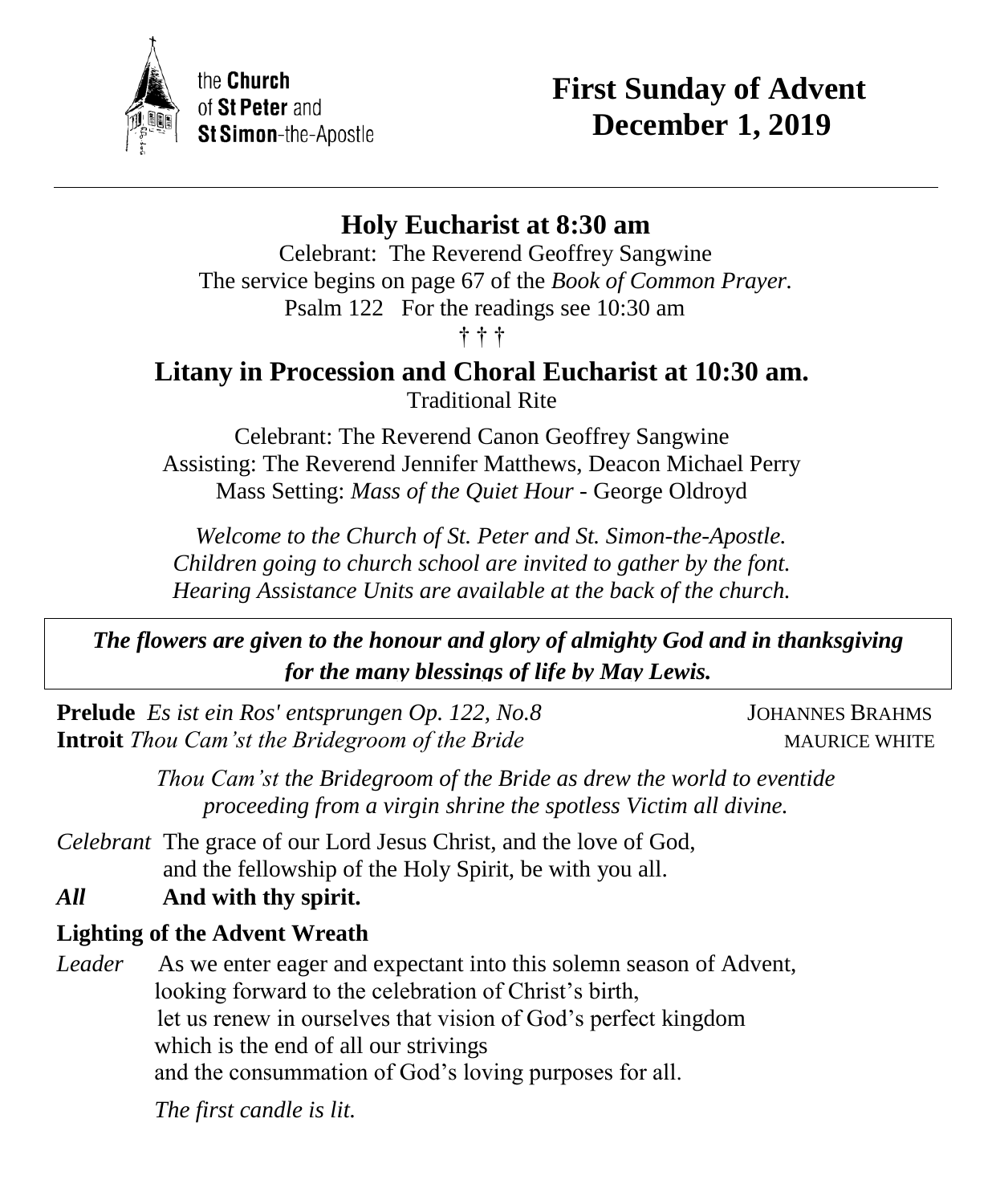the **Church** of **St Peter** and **St Simon**-the-Apostle

# First Sunday of Advent
# December 1, 2019

---

## Holy Eucharist at 8:30 am

Celebrant: The Reverend Geoffrey Sangwine
The service begins on page 67 of the *Book of Common Prayer.*
Psalm 122 For the readings see 10:30 am

† † †

## Litany in Procession and Choral Eucharist at 10:30 am.

Traditional Rite

Celebrant: The Reverend Canon Geoffrey Sangwine
Assisting: The Reverend Jennifer Matthews, Deacon Michael Perry
Mass Setting: *Mass of the Quiet Hour* - George Oldroyd

*Welcome to the Church of St. Peter and St. Simon-the-Apostle.*
*Children going to church school are invited to gather by the font.*
*Hearing Assistance Units are available at the back of the church.*

***The flowers are given to the honour and glory of almighty God and in thanksgiving for the many blessings of life by May Lewis.***

**Prelude** *Es ist ein Ros' entsprungen Op. 122, No.8* JOHANNES BRAHMS
**Introit** *Thou Cam'st the Bridegroom of the Bride* MAURICE WHITE

*Thou Cam'st the Bridegroom of the Bride as drew the world to eventide proceeding from a virgin shrine the spotless Victim all divine.*

*Celebrant* The grace of our Lord Jesus Christ, and the love of God, and the fellowship of the Holy Spirit, be with you all.
***All*** **And with thy spirit.**

**Lighting of the Advent Wreath**

*Leader* As we enter eager and expectant into this solemn season of Advent, looking forward to the celebration of Christ's birth, let us renew in ourselves that vision of God's perfect kingdom which is the end of all our strivings and the consummation of God's loving purposes for all.

*The first candle is lit.*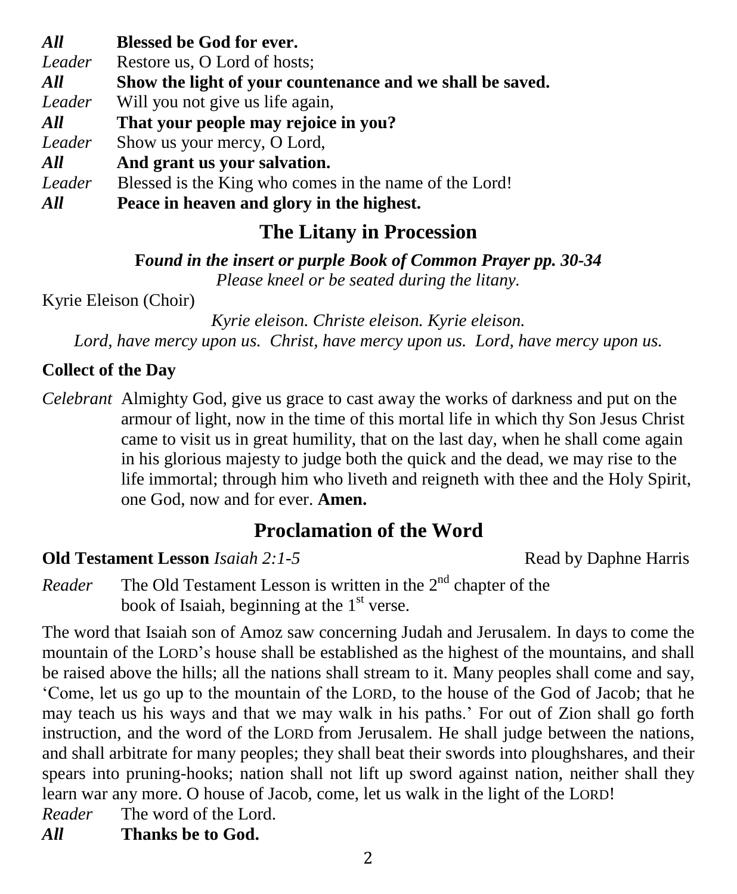***All*** **Blessed be God for ever.**
*Leader* Restore us, O Lord of hosts;
***All*** **Show the light of your countenance and we shall be saved.**
*Leader* Will you not give us life again,
***All*** **That your people may rejoice in you?**
*Leader* Show us your mercy, O Lord,
***All*** **And grant us your salvation.**
*Leader* Blessed is the King who comes in the name of the Lord!
***All*** **Peace in heaven and glory in the highest.**

## The Litany in Procession

***Found in the insert or purple Book of Common Prayer pp. 30-34***
*Please kneel or be seated during the litany.*

Kyrie Eleison (Choir)

*Kyrie eleison. Christe eleison. Kyrie eleison.*
*Lord, have mercy upon us. Christ, have mercy upon us. Lord, have mercy upon us.*

**Collect of the Day**

*Celebrant* Almighty God, give us grace to cast away the works of darkness and put on the armour of light, now in the time of this mortal life in which thy Son Jesus Christ came to visit us in great humility, that on the last day, when he shall come again in his glorious majesty to judge both the quick and the dead, we may rise to the life immortal; through him who liveth and reigneth with thee and the Holy Spirit, one God, now and for ever. **Amen.**

## Proclamation of the Word

**Old Testament Lesson** *Isaiah 2:1-5* Read by Daphne Harris

*Reader* The Old Testament Lesson is written in the 2nd chapter of the book of Isaiah, beginning at the 1st verse.

The word that Isaiah son of Amoz saw concerning Judah and Jerusalem. In days to come the mountain of the LORD's house shall be established as the highest of the mountains, and shall be raised above the hills; all the nations shall stream to it. Many peoples shall come and say, 'Come, let us go up to the mountain of the LORD, to the house of the God of Jacob; that he may teach us his ways and that we may walk in his paths.' For out of Zion shall go forth instruction, and the word of the LORD from Jerusalem. He shall judge between the nations, and shall arbitrate for many peoples; they shall beat their swords into ploughshares, and their spears into pruning-hooks; nation shall not lift up sword against nation, neither shall they learn war any more. O house of Jacob, come, let us walk in the light of the LORD!

*Reader* The word of the Lord.
***All*** **Thanks be to God.**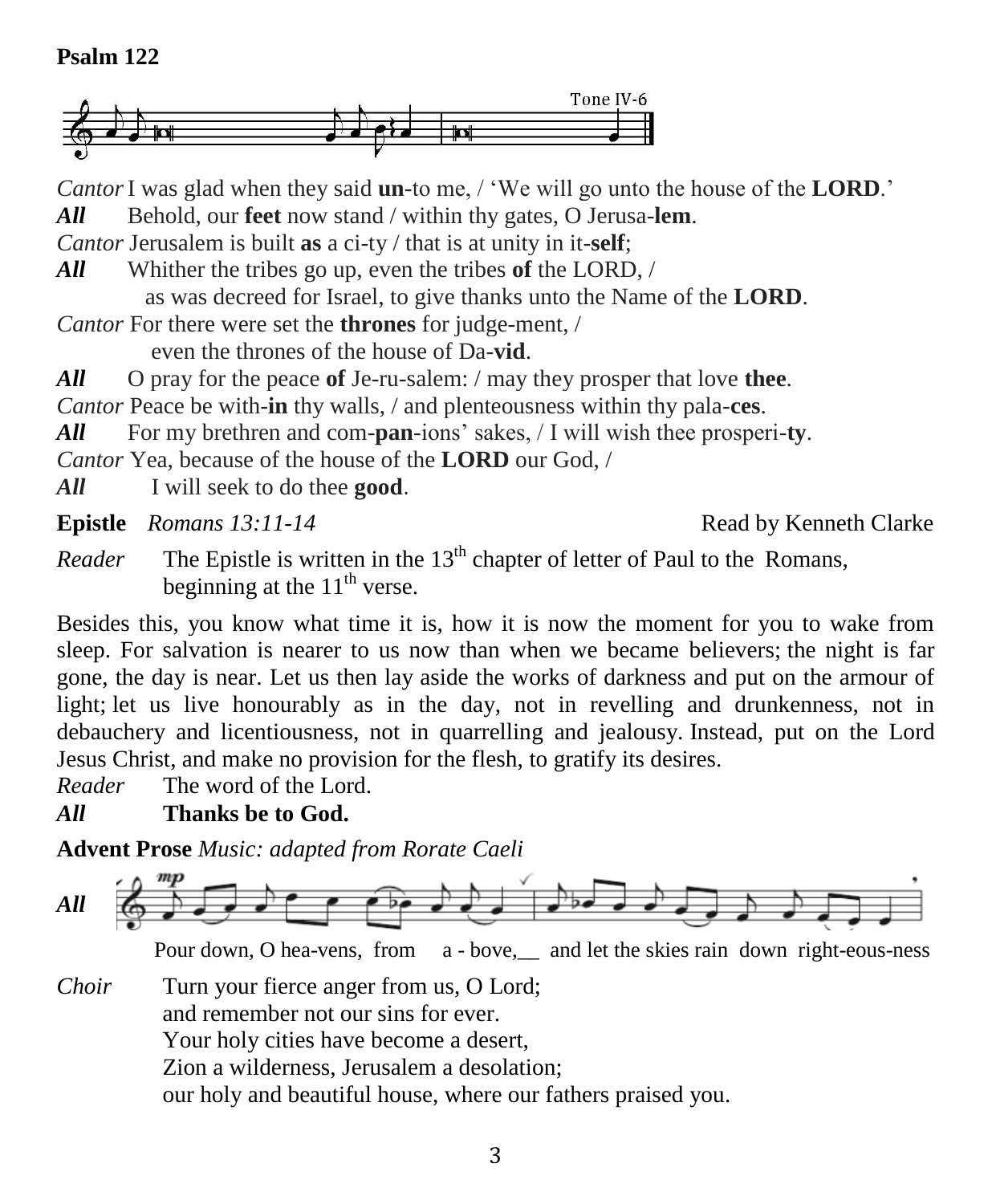**Psalm 122**

Tone IV-6

*Cantor* I was glad when they said **un**-to me, / 'We will go unto the house of the **LORD**.'

***All*** Behold, our **feet** now stand / within thy gates, O Jerusa-**lem**.

*Cantor* Jerusalem is built **as** a ci-ty / that is at unity in it-**self**;

***All*** Whither the tribes go up, even the tribes **of** the LORD, /
as was decreed for Israel, to give thanks unto the Name of the **LORD**.

*Cantor* For there were set the **thrones** for judge-ment, /
even the thrones of the house of Da-**vid**.

***All*** O pray for the peace **of** Je-ru-salem: / may they prosper that love **thee**.

*Cantor* Peace be with-**in** thy walls, / and plenteousness within thy pala-**ces**.

***All*** For my brethren and com-**pan**-ions' sakes, / I will wish thee prosperi-**ty**.

*Cantor* Yea, because of the house of the **LORD** our God, /

***All*** I will seek to do thee **good**.

**Epistle** *Romans 13:11-14* Read by Kenneth Clarke

*Reader* The Epistle is written in the 13th chapter of letter of Paul to the Romans, beginning at the 11th verse.

Besides this, you know what time it is, how it is now the moment for you to wake from sleep. For salvation is nearer to us now than when we became believers; the night is far gone, the day is near. Let us then lay aside the works of darkness and put on the armour of light; let us live honourably as in the day, not in revelling and drunkenness, not in debauchery and licentiousness, not in quarrelling and jealousy. Instead, put on the Lord Jesus Christ, and make no provision for the flesh, to gratify its desires.

*Reader* The word of the Lord.

***All*** **Thanks be to God.**

**Advent Prose** *Music: adapted from Rorate Caeli*

***All*** Pour down, O hea-vens, from a - bove,__ and let the skies rain down right-eous-ness

*Choir* Turn your fierce anger from us, O Lord;
and remember not our sins for ever.
Your holy cities have become a desert,
Zion a wilderness, Jerusalem a desolation;
our holy and beautiful house, where our fathers praised you.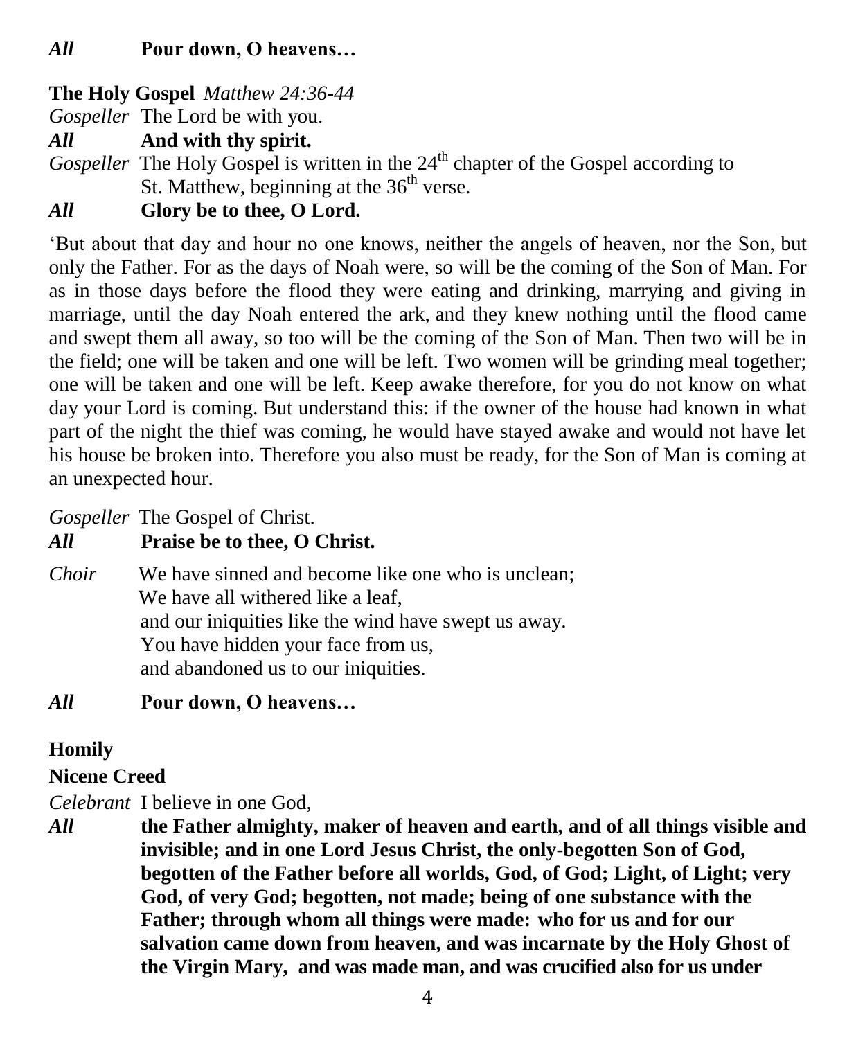*All* **Pour down, O heavens…**

**The Holy Gospel** *Matthew 24:36-44*

*Gospeller* The Lord be with you.

*All* **And with thy spirit.**

*Gospeller* The Holy Gospel is written in the 24th chapter of the Gospel according to St. Matthew, beginning at the 36th verse.

*All* **Glory be to thee, O Lord.**

'But about that day and hour no one knows, neither the angels of heaven, nor the Son, but only the Father. For as the days of Noah were, so will be the coming of the Son of Man. For as in those days before the flood they were eating and drinking, marrying and giving in marriage, until the day Noah entered the ark, and they knew nothing until the flood came and swept them all away, so too will be the coming of the Son of Man. Then two will be in the field; one will be taken and one will be left. Two women will be grinding meal together; one will be taken and one will be left. Keep awake therefore, for you do not know on what day your Lord is coming. But understand this: if the owner of the house had known in what part of the night the thief was coming, he would have stayed awake and would not have let his house be broken into. Therefore you also must be ready, for the Son of Man is coming at an unexpected hour.

*Gospeller* The Gospel of Christ.

*All* **Praise be to thee, O Christ.**

*Choir* We have sinned and become like one who is unclean;
We have all withered like a leaf,
and our iniquities like the wind have swept us away.
You have hidden your face from us,
and abandoned us to our iniquities.

*All* **Pour down, O heavens…**

**Homily**

**Nicene Creed**

*Celebrant* I believe in one God,

*All* **the Father almighty, maker of heaven and earth, and of all things visible and invisible; and in one Lord Jesus Christ, the only-begotten Son of God, begotten of the Father before all worlds, God, of God; Light, of Light; very God, of very God; begotten, not made; being of one substance with the Father; through whom all things were made: who for us and for our salvation came down from heaven, and was incarnate by the Holy Ghost of the Virgin Mary, and was made man, and was crucified also for us under**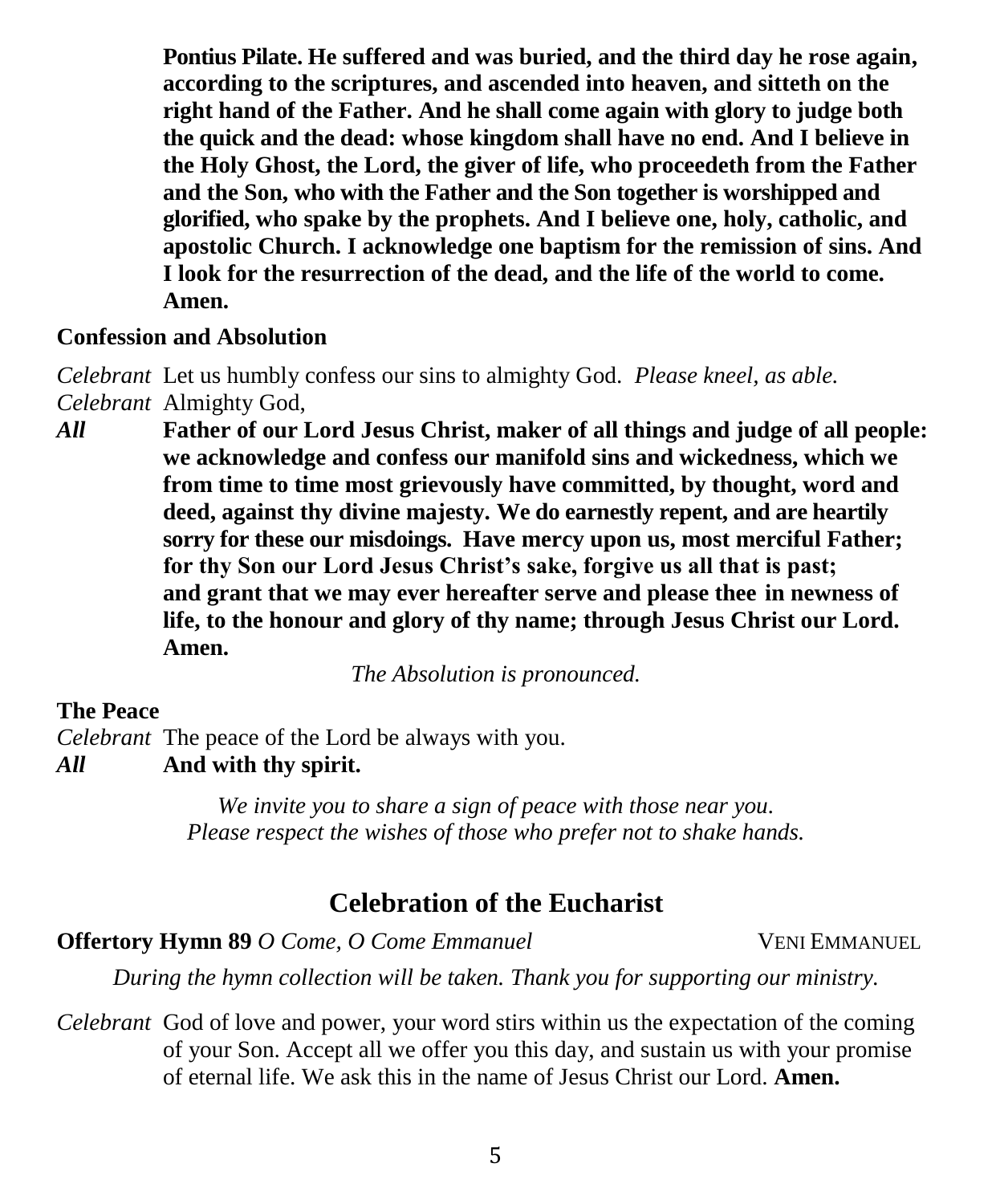**Pontius Pilate. He suffered and was buried, and the third day he rose again, according to the scriptures, and ascended into heaven, and sitteth on the right hand of the Father. And he shall come again with glory to judge both the quick and the dead: whose kingdom shall have no end. And I believe in the Holy Ghost, the Lord, the giver of life, who proceedeth from the Father and the Son, who with the Father and the Son together is worshipped and glorified, who spake by the prophets. And I believe one, holy, catholic, and apostolic Church. I acknowledge one baptism for the remission of sins. And I look for the resurrection of the dead, and the life of the world to come. Amen.**

**Confession and Absolution**

*Celebrant* Let us humbly confess our sins to almighty God. *Please kneel, as able.*

*Celebrant* Almighty God,

***All*** **Father of our Lord Jesus Christ, maker of all things and judge of all people: we acknowledge and confess our manifold sins and wickedness, which we from time to time most grievously have committed, by thought, word and deed, against thy divine majesty. We do earnestly repent, and are heartily sorry for these our misdoings. Have mercy upon us, most merciful Father; for thy Son our Lord Jesus Christ's sake, forgive us all that is past; and grant that we may ever hereafter serve and please thee in newness of life, to the honour and glory of thy name; through Jesus Christ our Lord. Amen.**

*The Absolution is pronounced.*

**The Peace**

*Celebrant* The peace of the Lord be always with you.

***All*** **And with thy spirit.**

*We invite you to share a sign of peace with those near you.*
*Please respect the wishes of those who prefer not to shake hands.*

## Celebration of the Eucharist

**Offertory Hymn 89** *O Come, O Come Emmanuel* VENI EMMANUEL

*During the hymn collection will be taken. Thank you for supporting our ministry.*

*Celebrant* God of love and power, your word stirs within us the expectation of the coming of your Son. Accept all we offer you this day, and sustain us with your promise of eternal life. We ask this in the name of Jesus Christ our Lord. **Amen.**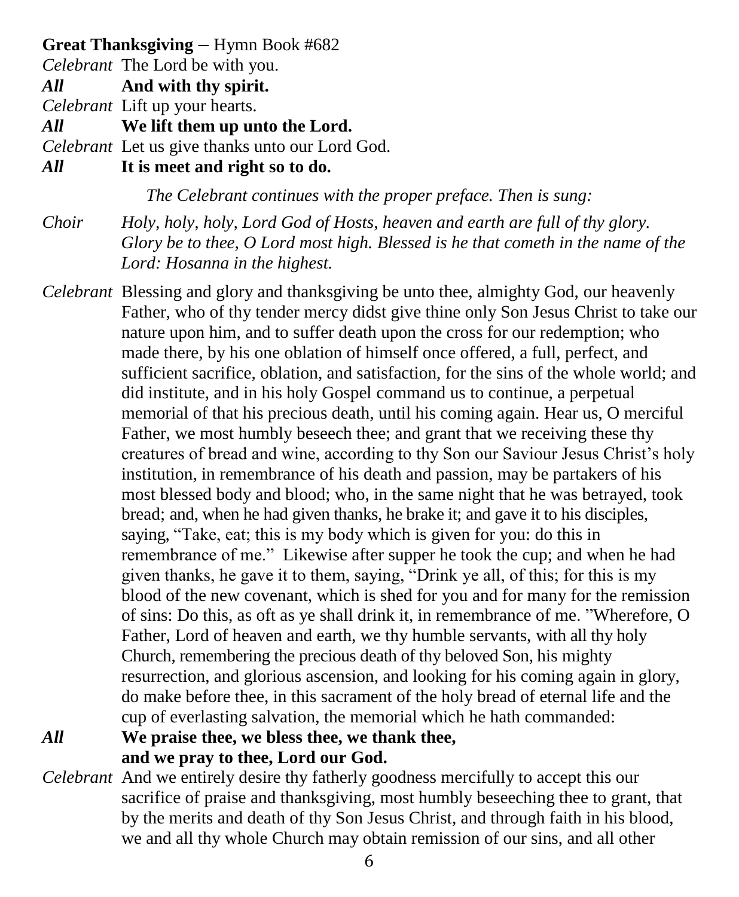**Great Thanksgiving** – Hymn Book #682

*Celebrant* The Lord be with you.

***All*** **And with thy spirit.**

*Celebrant* Lift up your hearts.

***All*** **We lift them up unto the Lord.**

*Celebrant* Let us give thanks unto our Lord God.

***All*** **It is meet and right so to do.**

*The Celebrant continues with the proper preface. Then is sung:*

*Choir* *Holy, holy, holy, Lord God of Hosts, heaven and earth are full of thy glory. Glory be to thee, O Lord most high. Blessed is he that cometh in the name of the Lord: Hosanna in the highest.*

*Celebrant* Blessing and glory and thanksgiving be unto thee, almighty God, our heavenly Father, who of thy tender mercy didst give thine only Son Jesus Christ to take our nature upon him, and to suffer death upon the cross for our redemption; who made there, by his one oblation of himself once offered, a full, perfect, and sufficient sacrifice, oblation, and satisfaction, for the sins of the whole world; and did institute, and in his holy Gospel command us to continue, a perpetual memorial of that his precious death, until his coming again. Hear us, O merciful Father, we most humbly beseech thee; and grant that we receiving these thy creatures of bread and wine, according to thy Son our Saviour Jesus Christ's holy institution, in remembrance of his death and passion, may be partakers of his most blessed body and blood; who, in the same night that he was betrayed, took bread; and, when he had given thanks, he brake it; and gave it to his disciples, saying, "Take, eat; this is my body which is given for you: do this in remembrance of me." Likewise after supper he took the cup; and when he had given thanks, he gave it to them, saying, "Drink ye all, of this; for this is my blood of the new covenant, which is shed for you and for many for the remission of sins: Do this, as oft as ye shall drink it, in remembrance of me. "Wherefore, O Father, Lord of heaven and earth, we thy humble servants, with all thy holy Church, remembering the precious death of thy beloved Son, his mighty resurrection, and glorious ascension, and looking for his coming again in glory, do make before thee, in this sacrament of the holy bread of eternal life and the cup of everlasting salvation, the memorial which he hath commanded:

***All*** **We praise thee, we bless thee, we thank thee,**
**and we pray to thee, Lord our God.**

*Celebrant* And we entirely desire thy fatherly goodness mercifully to accept this our sacrifice of praise and thanksgiving, most humbly beseeching thee to grant, that by the merits and death of thy Son Jesus Christ, and through faith in his blood, we and all thy whole Church may obtain remission of our sins, and all other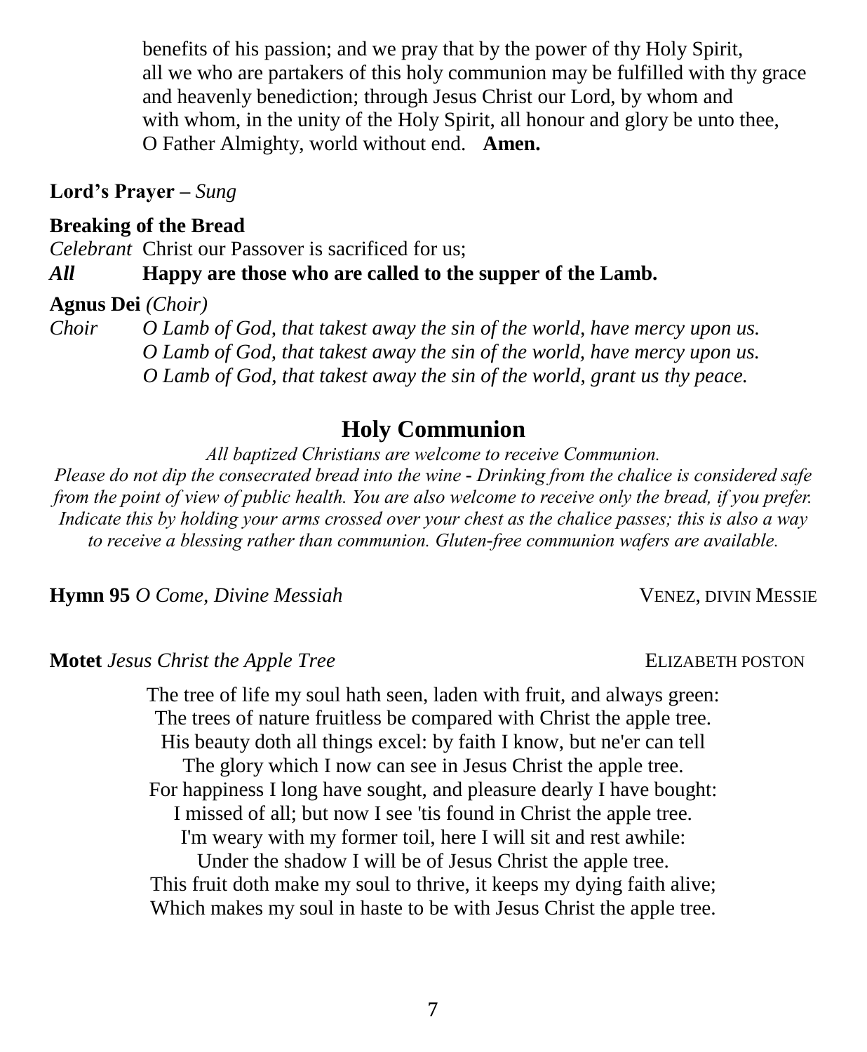benefits of his passion; and we pray that by the power of thy Holy Spirit, all we who are partakers of this holy communion may be fulfilled with thy grace and heavenly benediction; through Jesus Christ our Lord, by whom and with whom, in the unity of the Holy Spirit, all honour and glory be unto thee, O Father Almighty, world without end. **Amen.**

**Lord's Prayer –** *Sung*

**Breaking of the Bread**

*Celebrant* Christ our Passover is sacrificed for us;

***All*** **Happy are those who are called to the supper of the Lamb.**

**Agnus Dei** *(Choir)*

*Choir* *O Lamb of God, that takest away the sin of the world, have mercy upon us.*
*O Lamb of God, that takest away the sin of the world, have mercy upon us.*
*O Lamb of God, that takest away the sin of the world, grant us thy peace.*

## Holy Communion

*All baptized Christians are welcome to receive Communion.*
*Please do not dip the consecrated bread into the wine - Drinking from the chalice is considered safe from the point of view of public health. You are also welcome to receive only the bread, if you prefer. Indicate this by holding your arms crossed over your chest as the chalice passes; this is also a way to receive a blessing rather than communion. Gluten-free communion wafers are available.*

**Hymn 95** *O Come, Divine Messiah* VENEZ, DIVIN MESSIE

**Motet** *Jesus Christ the Apple Tree* ELIZABETH POSTON

The tree of life my soul hath seen, laden with fruit, and always green:
The trees of nature fruitless be compared with Christ the apple tree.
His beauty doth all things excel: by faith I know, but ne'er can tell
The glory which I now can see in Jesus Christ the apple tree.
For happiness I long have sought, and pleasure dearly I have bought:
I missed of all; but now I see 'tis found in Christ the apple tree.
I'm weary with my former toil, here I will sit and rest awhile:
Under the shadow I will be of Jesus Christ the apple tree.
This fruit doth make my soul to thrive, it keeps my dying faith alive;
Which makes my soul in haste to be with Jesus Christ the apple tree.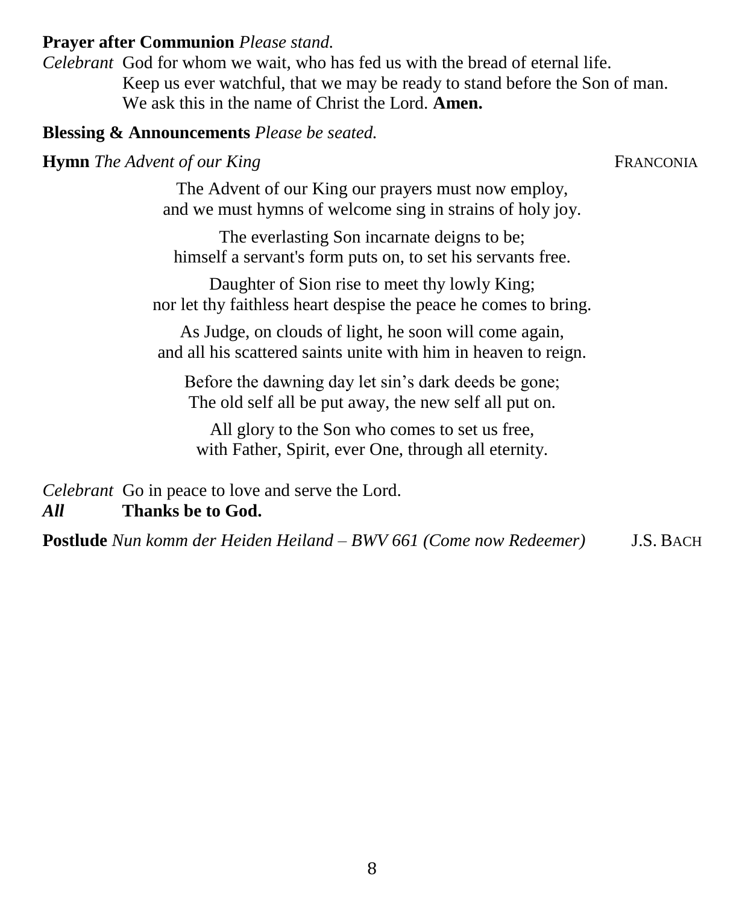**Prayer after Communion** *Please stand.*

*Celebrant* God for whom we wait, who has fed us with the bread of eternal life.
Keep us ever watchful, that we may be ready to stand before the Son of man.
We ask this in the name of Christ the Lord. **Amen.**

**Blessing & Announcements** *Please be seated.*

**Hymn** *The Advent of our King* FRANCONIA

The Advent of our King our prayers must now employ,
and we must hymns of welcome sing in strains of holy joy.

The everlasting Son incarnate deigns to be;
himself a servant's form puts on, to set his servants free.

Daughter of Sion rise to meet thy lowly King;
nor let thy faithless heart despise the peace he comes to bring.

As Judge, on clouds of light, he soon will come again,
and all his scattered saints unite with him in heaven to reign.

Before the dawning day let sin's dark deeds be gone;
The old self all be put away, the new self all put on.

All glory to the Son who comes to set us free,
with Father, Spirit, ever One, through all eternity.

*Celebrant* Go in peace to love and serve the Lord.
***All*** **Thanks be to God.**

**Postlude** *Nun komm der Heiden Heiland – BWV 661 (Come now Redeemer)* J.S. BACH